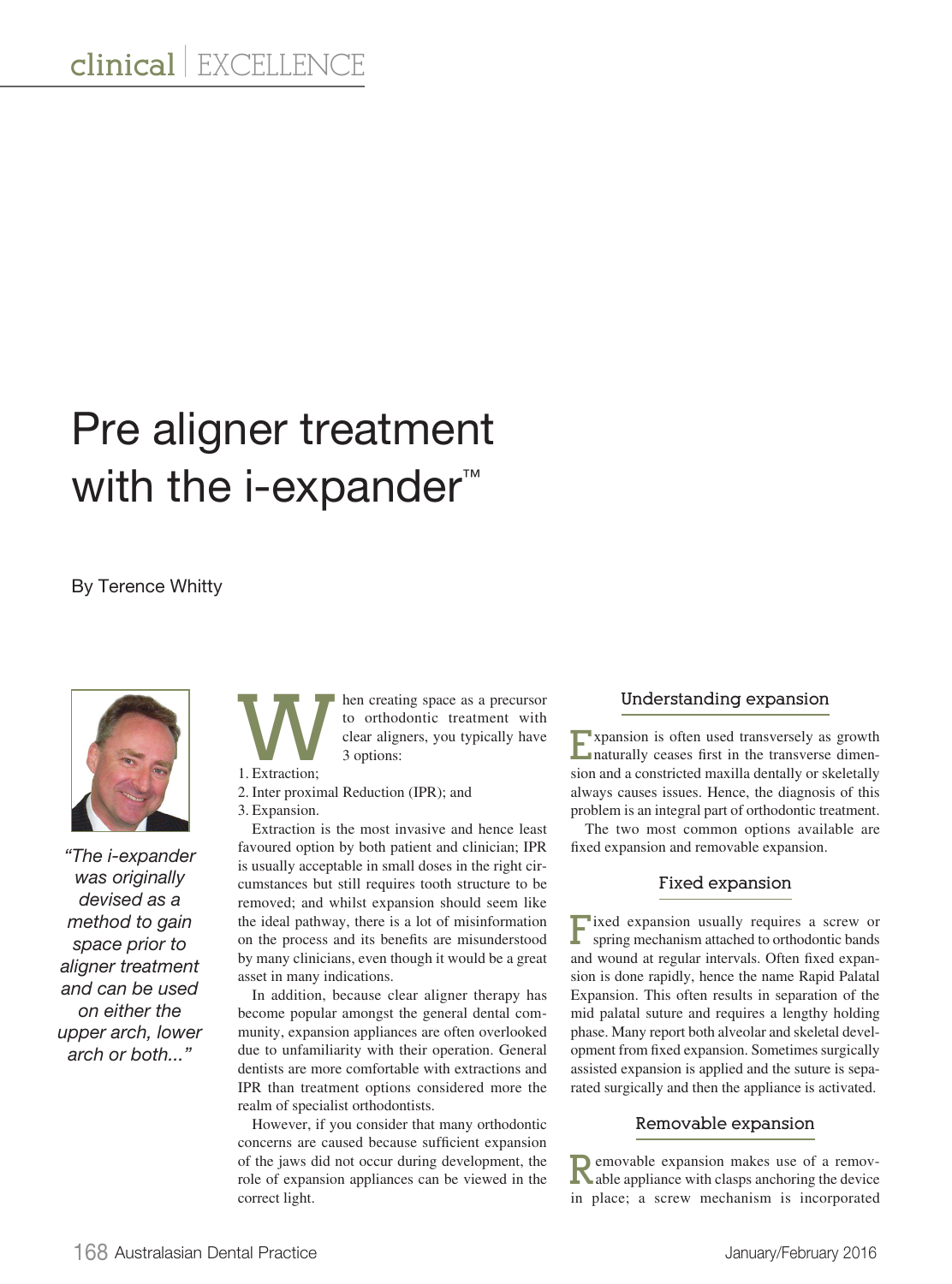# Pre aligner treatment with the i-expander™

By Terence Whitty

*"The i-expander was originally devised as a method to gain space prior to aligner treatment and can be used on either the upper arch, lower arch or both..."*

When creating space as a precursor to orthodontic treatment with clear aligners, you typically have 3 options:

1. Extraction;
2. Inter proximal Reduction (IPR); and
3. Expansion.

Extraction is the most invasive and hence least favoured option by both patient and clinician; IPR is usually acceptable in small doses in the right circumstances but still requires tooth structure to be removed; and whilst expansion should seem like the ideal pathway, there is a lot of misinformation on the process and its benefits are misunderstood by many clinicians, even though it would be a great asset in many indications.

In addition, because clear aligner therapy has become popular amongst the general dental community, expansion appliances are often overlooked due to unfamiliarity with their operation. General dentists are more comfortable with extractions and IPR than treatment options considered more the realm of specialist orthodontists.

However, if you consider that many orthodontic concerns are caused because sufficient expansion of the jaws did not occur during development, the role of expansion appliances can be viewed in the correct light.

## Understanding expansion

Expansion is often used transversely as growth naturally ceases first in the transverse dimension and a constricted maxilla dentally or skeletally always causes issues. Hence, the diagnosis of this problem is an integral part of orthodontic treatment.

The two most common options available are fixed expansion and removable expansion.

## Fixed expansion

Fixed expansion usually requires a screw or spring mechanism attached to orthodontic bands and wound at regular intervals. Often fixed expansion is done rapidly, hence the name Rapid Palatal Expansion. This often results in separation of the mid palatal suture and requires a lengthy holding phase. Many report both alveolar and skeletal development from fixed expansion. Sometimes surgically assisted expansion is applied and the suture is separated surgically and then the appliance is activated.

## Removable expansion

Removable expansion makes use of a removable appliance with clasps anchoring the device in place; a screw mechanism is incorporated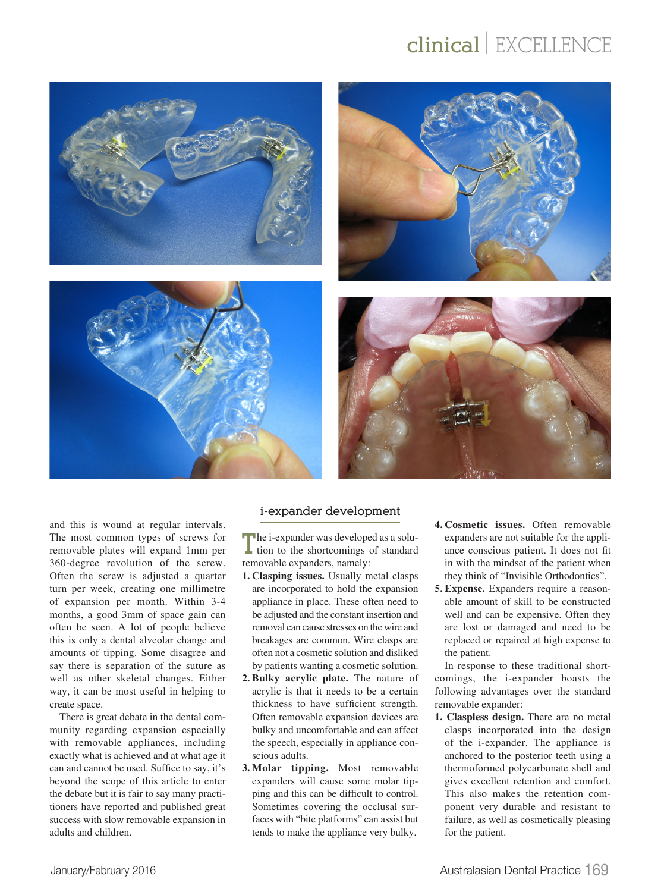and this is wound at regular intervals. The most common types of screws for removable plates will expand 1mm per 360-degree revolution of the screw. Often the screw is adjusted a quarter turn per week, creating one millimetre of expansion per month. Within 3-4 months, a good 3mm of space gain can often be seen. A lot of people believe this is only a dental alveolar change and amounts of tipping. Some disagree and say there is separation of the suture as well as other skeletal changes. Either way, it can be most useful in helping to create space.

There is great debate in the dental community regarding expansion especially with removable appliances, including exactly what is achieved and at what age it can and cannot be used. Suffice to say, it's beyond the scope of this article to enter the debate but it is fair to say many practitioners have reported and published great success with slow removable expansion in adults and children.

## i-expander development

The i-expander was developed as a solution to the shortcomings of standard removable expanders, namely:

1. **Clasping issues.** Usually metal clasps are incorporated to hold the expansion appliance in place. These often need to be adjusted and the constant insertion and removal can cause stresses on the wire and breakages are common. Wire clasps are often not a cosmetic solution and disliked by patients wanting a cosmetic solution.
2. **Bulky acrylic plate.** The nature of acrylic is that it needs to be a certain thickness to have sufficient strength. Often removable expansion devices are bulky and uncomfortable and can affect the speech, especially in appliance conscious adults.
3. **Molar tipping.** Most removable expanders will cause some molar tipping and this can be difficult to control. Sometimes covering the occlusal surfaces with "bite platforms" can assist but tends to make the appliance very bulky.
4. **Cosmetic issues.** Often removable expanders are not suitable for the appliance conscious patient. It does not fit in with the mindset of the patient when they think of "Invisible Orthodontics".
5. **Expense.** Expanders require a reasonable amount of skill to be constructed well and can be expensive. Often they are lost or damaged and need to be replaced or repaired at high expense to the patient.

In response to these traditional shortcomings, the i-expander boasts the following advantages over the standard removable expander:

1. **Claspless design.** There are no metal clasps incorporated into the design of the i-expander. The appliance is anchored to the posterior teeth using a thermoformed polycarbonate shell and gives excellent retention and comfort. This also makes the retention component very durable and resistant to failure, as well as cosmetically pleasing for the patient.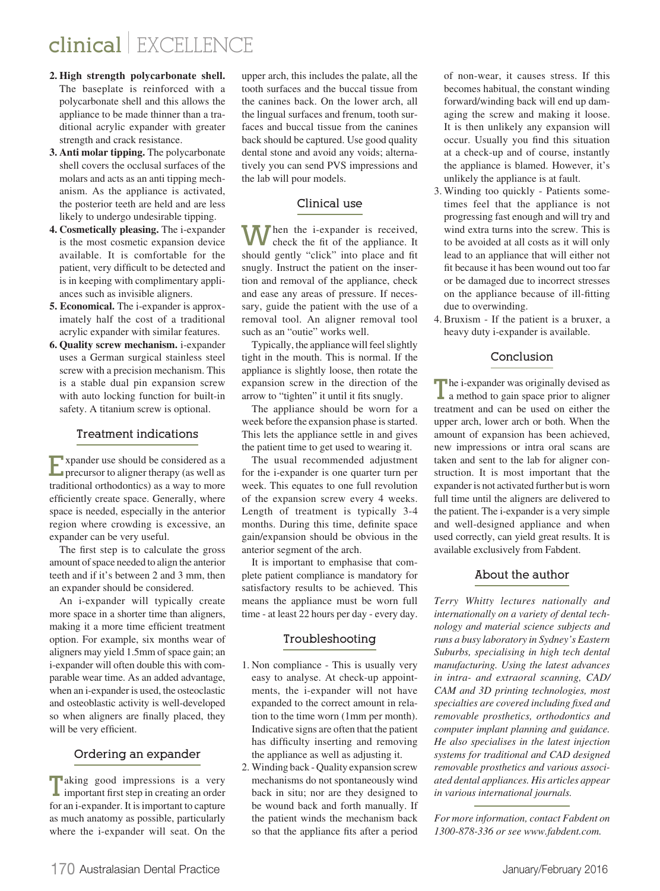2. **High strength polycarbonate shell.** The baseplate is reinforced with a polycarbonate shell and this allows the appliance to be made thinner than a traditional acrylic expander with greater strength and crack resistance.
3. **Anti molar tipping.** The polycarbonate shell covers the occlusal surfaces of the molars and acts as an anti tipping mechanism. As the appliance is activated, the posterior teeth are held and are less likely to undergo undesirable tipping.
4. **Cosmetically pleasing.** The i-expander is the most cosmetic expansion device available. It is comfortable for the patient, very difficult to be detected and is in keeping with complimentary appliances such as invisible aligners.
5. **Economical.** The i-expander is approximately half the cost of a traditional acrylic expander with similar features.
6. **Quality screw mechanism.** i-expander uses a German surgical stainless steel screw with a precision mechanism. This is a stable dual pin expansion screw with auto locking function for built-in safety. A titanium screw is optional.

## Treatment indications

Expander use should be considered as a precursor to aligner therapy (as well as traditional orthodontics) as a way to more efficiently create space. Generally, where space is needed, especially in the anterior region where crowding is excessive, an expander can be very useful.

The first step is to calculate the gross amount of space needed to align the anterior teeth and if it's between 2 and 3 mm, then an expander should be considered.

An i-expander will typically create more space in a shorter time than aligners, making it a more time efficient treatment option. For example, six months wear of aligners may yield 1.5mm of space gain; an i-expander will often double this with comparable wear time. As an added advantage, when an i-expander is used, the osteoclastic and osteoblastic activity is well-developed so when aligners are finally placed, they will be very efficient.

## Ordering an expander

Taking good impressions is a very important first step in creating an order for an i-expander. It is important to capture as much anatomy as possible, particularly where the i-expander will seat. On the upper arch, this includes the palate, all the tooth surfaces and the buccal tissue from the canines back. On the lower arch, all the lingual surfaces and frenum, tooth surfaces and buccal tissue from the canines back should be captured. Use good quality dental stone and avoid any voids; alternatively you can send PVS impressions and the lab will pour models.

## Clinical use

When the i-expander is received, check the fit of the appliance. It should gently "click" into place and fit snugly. Instruct the patient on the insertion and removal of the appliance, check and ease any areas of pressure. If necessary, guide the patient with the use of a removal tool. An aligner removal tool such as an "outie" works well.

Typically, the appliance will feel slightly tight in the mouth. This is normal. If the appliance is slightly loose, then rotate the expansion screw in the direction of the arrow to "tighten" it until it fits snugly.

The appliance should be worn for a week before the expansion phase is started. This lets the appliance settle in and gives the patient time to get used to wearing it.

The usual recommended adjustment for the i-expander is one quarter turn per week. This equates to one full revolution of the expansion screw every 4 weeks. Length of treatment is typically 3-4 months. During this time, definite space gain/expansion should be obvious in the anterior segment of the arch.

It is important to emphasise that complete patient compliance is mandatory for satisfactory results to be achieved. This means the appliance must be worn full time - at least 22 hours per day - every day.

## Troubleshooting

1. Non compliance - This is usually very easy to analyse. At check-up appointments, the i-expander will not have expanded to the correct amount in relation to the time worn (1mm per month). Indicative signs are often that the patient has difficulty inserting and removing the appliance as well as adjusting it.
2. Winding back - Quality expansion screw mechanisms do not spontaneously wind back in situ; nor are they designed to be wound back and forth manually. If the patient winds the mechanism back so that the appliance fits after a period of non-wear, it causes stress. If this becomes habitual, the constant winding forward/winding back will end up damaging the screw and making it loose. It is then unlikely any expansion will occur. Usually you find this situation at a check-up and of course, instantly the appliance is blamed. However, it's unlikely the appliance is at fault.
3. Winding too quickly - Patients sometimes feel that the appliance is not progressing fast enough and will try and wind extra turns into the screw. This is to be avoided at all costs as it will only lead to an appliance that will either not fit because it has been wound out too far or be damaged due to incorrect stresses on the appliance because of ill-fitting due to overwinding.
4. Bruxism - If the patient is a bruxer, a heavy duty i-expander is available.

## Conclusion

The i-expander was originally devised as a method to gain space prior to aligner treatment and can be used on either the upper arch, lower arch or both. When the amount of expansion has been achieved, new impressions or intra oral scans are taken and sent to the lab for aligner construction. It is most important that the expander is not activated further but is worn full time until the aligners are delivered to the patient. The i-expander is a very simple and well-designed appliance and when used correctly, can yield great results. It is available exclusively from Fabdent.

## About the author

*Terry Whitty lectures nationally and internationally on a variety of dental technology and material science subjects and runs a busy laboratory in Sydney's Eastern Suburbs, specialising in high tech dental manufacturing. Using the latest advances in intra- and extraoral scanning, CAD/CAM and 3D printing technologies, most specialties are covered including fixed and removable prosthetics, orthodontics and computer implant planning and guidance. He also specialises in the latest injection systems for traditional and CAD designed removable prosthetics and various associated dental appliances. His articles appear in various international journals.*

*For more information, contact Fabdent on 1300-878-336 or see www.fabdent.com.*